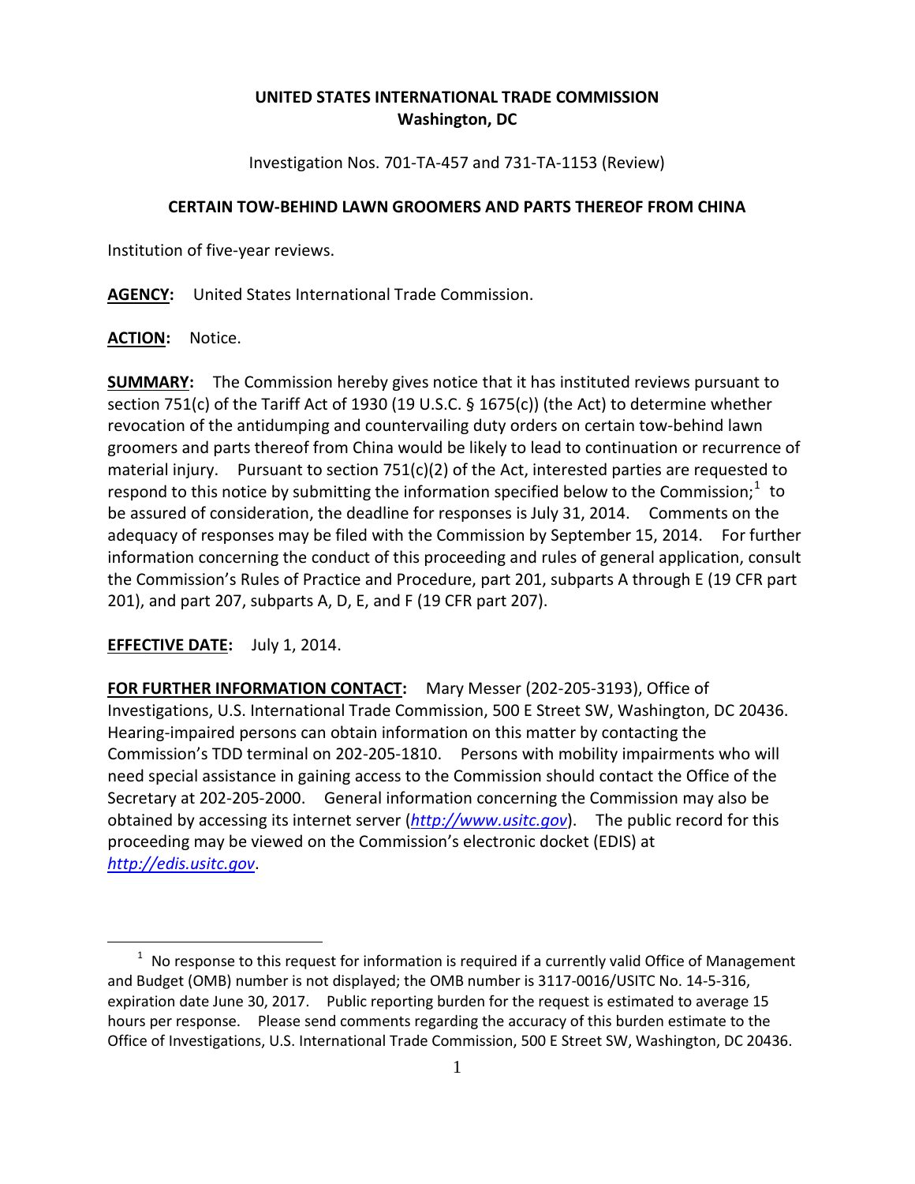**UNITED STATES INTERNATIONAL TRADE COMMISSION**
**Washington, DC**

Investigation Nos. 701-TA-457 and 731-TA-1153 (Review)

**CERTAIN TOW-BEHIND LAWN GROOMERS AND PARTS THEREOF FROM CHINA**

Institution of five-year reviews.

**AGENCY:** United States International Trade Commission.

**ACTION:** Notice.

**SUMMARY:** The Commission hereby gives notice that it has instituted reviews pursuant to section 751(c) of the Tariff Act of 1930 (19 U.S.C. § 1675(c)) (the Act) to determine whether revocation of the antidumping and countervailing duty orders on certain tow-behind lawn groomers and parts thereof from China would be likely to lead to continuation or recurrence of material injury. Pursuant to section 751(c)(2) of the Act, interested parties are requested to respond to this notice by submitting the information specified below to the Commission;[1] to be assured of consideration, the deadline for responses is July 31, 2014. Comments on the adequacy of responses may be filed with the Commission by September 15, 2014. For further information concerning the conduct of this proceeding and rules of general application, consult the Commission's Rules of Practice and Procedure, part 201, subparts A through E (19 CFR part 201), and part 207, subparts A, D, E, and F (19 CFR part 207).

**EFFECTIVE DATE:** July 1, 2014.

**FOR FURTHER INFORMATION CONTACT:** Mary Messer (202-205-3193), Office of Investigations, U.S. International Trade Commission, 500 E Street SW, Washington, DC 20436. Hearing-impaired persons can obtain information on this matter by contacting the Commission's TDD terminal on 202-205-1810. Persons with mobility impairments who will need special assistance in gaining access to the Commission should contact the Office of the Secretary at 202-205-2000. General information concerning the Commission may also be obtained by accessing its internet server (*http://www.usitc.gov*). The public record for this proceeding may be viewed on the Commission's electronic docket (EDIS) at *http://edis.usitc.gov*.

---

[1] No response to this request for information is required if a currently valid Office of Management and Budget (OMB) number is not displayed; the OMB number is 3117-0016/USITC No. 14-5-316, expiration date June 30, 2017. Public reporting burden for the request is estimated to average 15 hours per response. Please send comments regarding the accuracy of this burden estimate to the Office of Investigations, U.S. International Trade Commission, 500 E Street SW, Washington, DC 20436.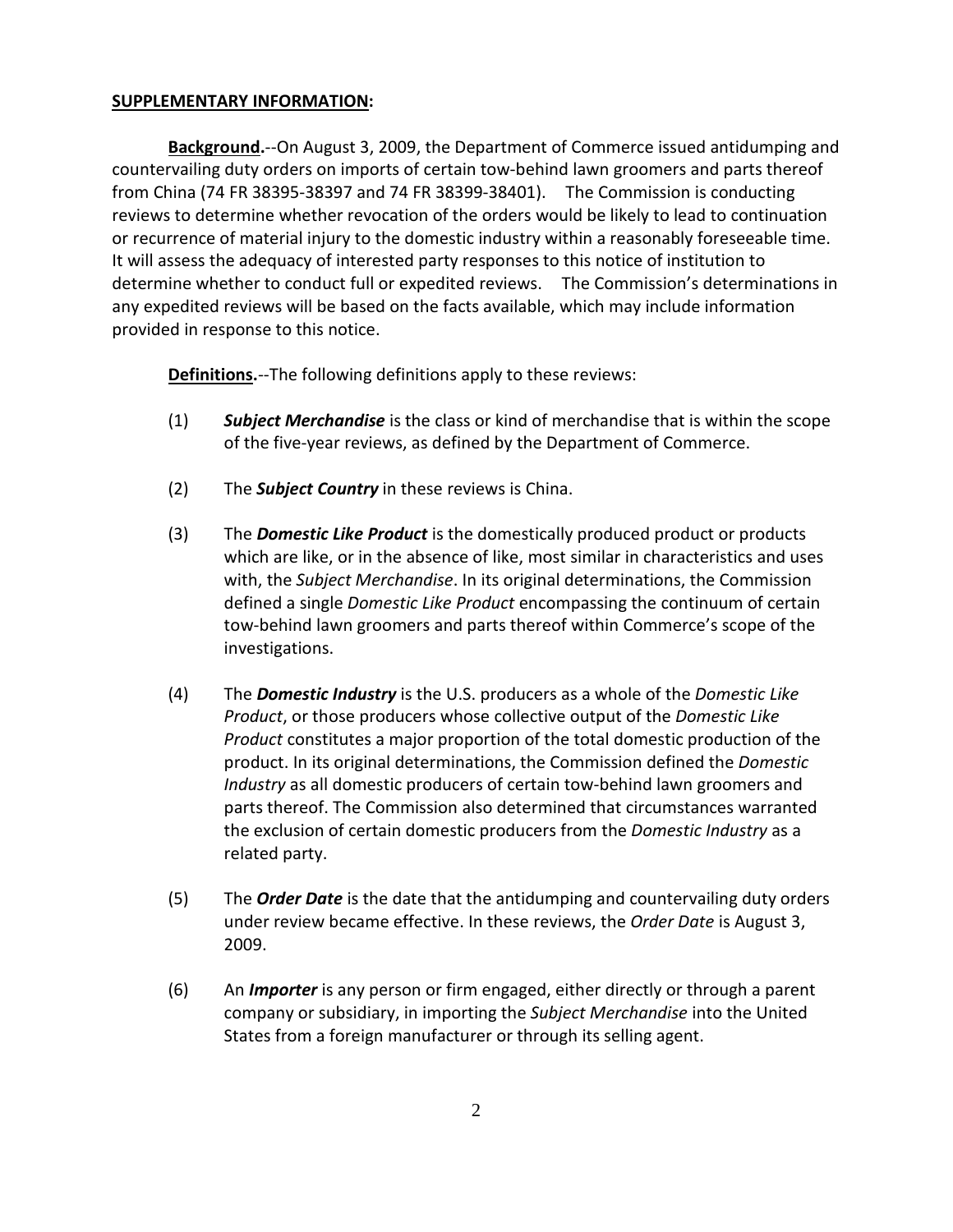**SUPPLEMENTARY INFORMATION:**

**Background.**--On August 3, 2009, the Department of Commerce issued antidumping and countervailing duty orders on imports of certain tow-behind lawn groomers and parts thereof from China (74 FR 38395-38397 and 74 FR 38399-38401). The Commission is conducting reviews to determine whether revocation of the orders would be likely to lead to continuation or recurrence of material injury to the domestic industry within a reasonably foreseeable time. It will assess the adequacy of interested party responses to this notice of institution to determine whether to conduct full or expedited reviews. The Commission's determinations in any expedited reviews will be based on the facts available, which may include information provided in response to this notice.

**Definitions.**--The following definitions apply to these reviews:

(1) ***Subject Merchandise*** is the class or kind of merchandise that is within the scope of the five-year reviews, as defined by the Department of Commerce.

(2) The ***Subject Country*** in these reviews is China.

(3) The ***Domestic Like Product*** is the domestically produced product or products which are like, or in the absence of like, most similar in characteristics and uses with, the *Subject Merchandise*. In its original determinations, the Commission defined a single *Domestic Like Product* encompassing the continuum of certain tow-behind lawn groomers and parts thereof within Commerce's scope of the investigations.

(4) The ***Domestic Industry*** is the U.S. producers as a whole of the *Domestic Like Product*, or those producers whose collective output of the *Domestic Like Product* constitutes a major proportion of the total domestic production of the product. In its original determinations, the Commission defined the *Domestic Industry* as all domestic producers of certain tow-behind lawn groomers and parts thereof. The Commission also determined that circumstances warranted the exclusion of certain domestic producers from the *Domestic Industry* as a related party.

(5) The ***Order Date*** is the date that the antidumping and countervailing duty orders under review became effective. In these reviews, the *Order Date* is August 3, 2009.

(6) An ***Importer*** is any person or firm engaged, either directly or through a parent company or subsidiary, in importing the *Subject Merchandise* into the United States from a foreign manufacturer or through its selling agent.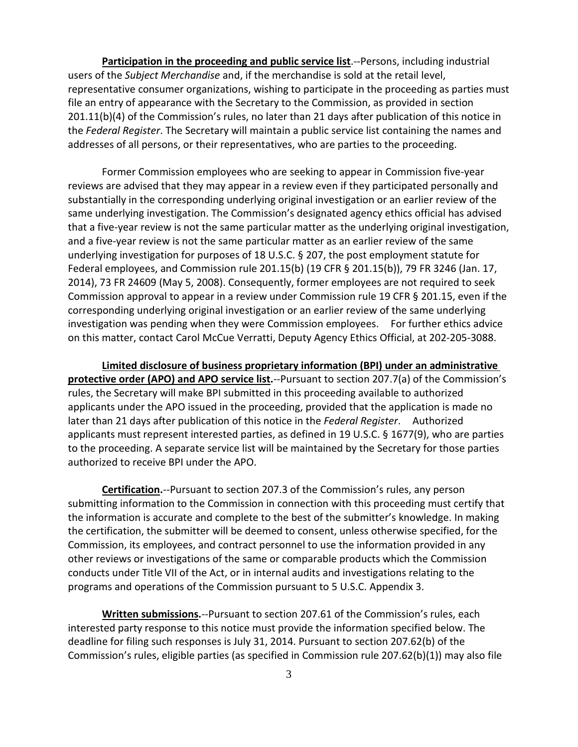**Participation in the proceeding and public service list**.--Persons, including industrial users of the *Subject Merchandise* and, if the merchandise is sold at the retail level, representative consumer organizations, wishing to participate in the proceeding as parties must file an entry of appearance with the Secretary to the Commission, as provided in section 201.11(b)(4) of the Commission's rules, no later than 21 days after publication of this notice in the *Federal Register*. The Secretary will maintain a public service list containing the names and addresses of all persons, or their representatives, who are parties to the proceeding.

Former Commission employees who are seeking to appear in Commission five-year reviews are advised that they may appear in a review even if they participated personally and substantially in the corresponding underlying original investigation or an earlier review of the same underlying investigation. The Commission's designated agency ethics official has advised that a five-year review is not the same particular matter as the underlying original investigation, and a five-year review is not the same particular matter as an earlier review of the same underlying investigation for purposes of 18 U.S.C. § 207, the post employment statute for Federal employees, and Commission rule 201.15(b) (19 CFR § 201.15(b)), 79 FR 3246 (Jan. 17, 2014), 73 FR 24609 (May 5, 2008). Consequently, former employees are not required to seek Commission approval to appear in a review under Commission rule 19 CFR § 201.15, even if the corresponding underlying original investigation or an earlier review of the same underlying investigation was pending when they were Commission employees. For further ethics advice on this matter, contact Carol McCue Verratti, Deputy Agency Ethics Official, at 202-205-3088.

**Limited disclosure of business proprietary information (BPI) under an administrative protective order (APO) and APO service list.**--Pursuant to section 207.7(a) of the Commission's rules, the Secretary will make BPI submitted in this proceeding available to authorized applicants under the APO issued in the proceeding, provided that the application is made no later than 21 days after publication of this notice in the *Federal Register*. Authorized applicants must represent interested parties, as defined in 19 U.S.C. § 1677(9), who are parties to the proceeding. A separate service list will be maintained by the Secretary for those parties authorized to receive BPI under the APO.

**Certification.**--Pursuant to section 207.3 of the Commission's rules, any person submitting information to the Commission in connection with this proceeding must certify that the information is accurate and complete to the best of the submitter's knowledge. In making the certification, the submitter will be deemed to consent, unless otherwise specified, for the Commission, its employees, and contract personnel to use the information provided in any other reviews or investigations of the same or comparable products which the Commission conducts under Title VII of the Act, or in internal audits and investigations relating to the programs and operations of the Commission pursuant to 5 U.S.C. Appendix 3.

**Written submissions.**--Pursuant to section 207.61 of the Commission's rules, each interested party response to this notice must provide the information specified below. The deadline for filing such responses is July 31, 2014. Pursuant to section 207.62(b) of the Commission's rules, eligible parties (as specified in Commission rule 207.62(b)(1)) may also file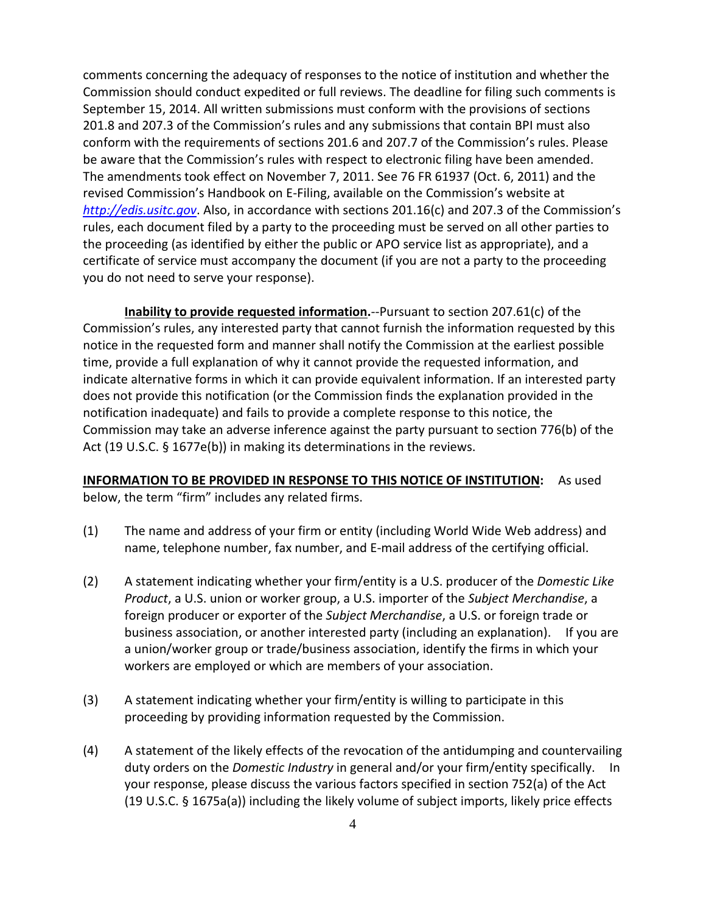comments concerning the adequacy of responses to the notice of institution and whether the Commission should conduct expedited or full reviews. The deadline for filing such comments is September 15, 2014. All written submissions must conform with the provisions of sections 201.8 and 207.3 of the Commission's rules and any submissions that contain BPI must also conform with the requirements of sections 201.6 and 207.7 of the Commission's rules. Please be aware that the Commission's rules with respect to electronic filing have been amended. The amendments took effect on November 7, 2011. See 76 FR 61937 (Oct. 6, 2011) and the revised Commission's Handbook on E-Filing, available on the Commission's website at [http://edis.usitc.gov](http://edis.usitc.gov). Also, in accordance with sections 201.16(c) and 207.3 of the Commission's rules, each document filed by a party to the proceeding must be served on all other parties to the proceeding (as identified by either the public or APO service list as appropriate), and a certificate of service must accompany the document (if you are not a party to the proceeding you do not need to serve your response).

**Inability to provide requested information.**--Pursuant to section 207.61(c) of the Commission's rules, any interested party that cannot furnish the information requested by this notice in the requested form and manner shall notify the Commission at the earliest possible time, provide a full explanation of why it cannot provide the requested information, and indicate alternative forms in which it can provide equivalent information. If an interested party does not provide this notification (or the Commission finds the explanation provided in the notification inadequate) and fails to provide a complete response to this notice, the Commission may take an adverse inference against the party pursuant to section 776(b) of the Act (19 U.S.C. § 1677e(b)) in making its determinations in the reviews.

**INFORMATION TO BE PROVIDED IN RESPONSE TO THIS NOTICE OF INSTITUTION:** As used below, the term "firm" includes any related firms.

(1) The name and address of your firm or entity (including World Wide Web address) and name, telephone number, fax number, and E-mail address of the certifying official.

(2) A statement indicating whether your firm/entity is a U.S. producer of the *Domestic Like Product*, a U.S. union or worker group, a U.S. importer of the *Subject Merchandise*, a foreign producer or exporter of the *Subject Merchandise*, a U.S. or foreign trade or business association, or another interested party (including an explanation). If you are a union/worker group or trade/business association, identify the firms in which your workers are employed or which are members of your association.

(3) A statement indicating whether your firm/entity is willing to participate in this proceeding by providing information requested by the Commission.

(4) A statement of the likely effects of the revocation of the antidumping and countervailing duty orders on the *Domestic Industry* in general and/or your firm/entity specifically. In your response, please discuss the various factors specified in section 752(a) of the Act (19 U.S.C. § 1675a(a)) including the likely volume of subject imports, likely price effects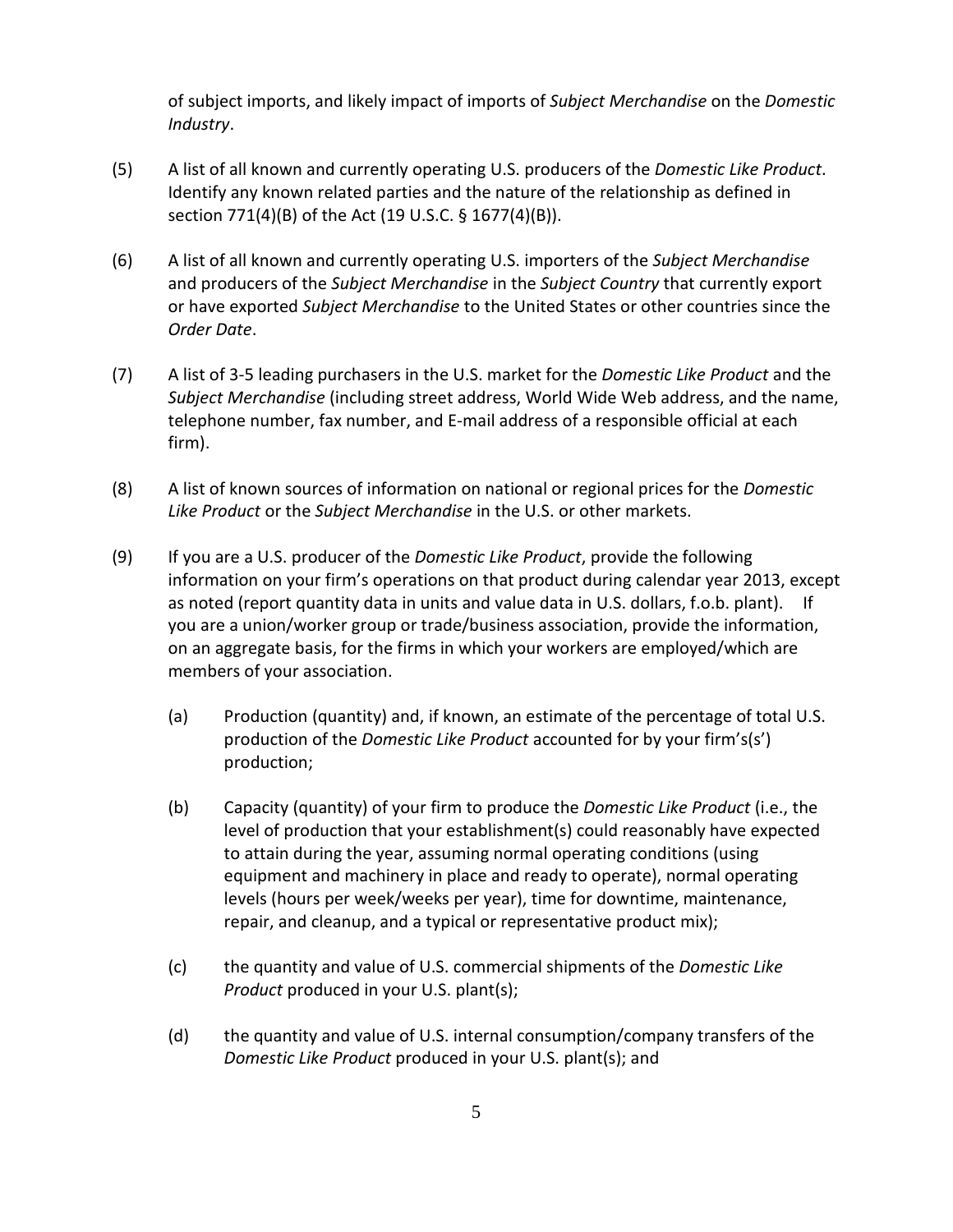of subject imports, and likely impact of imports of *Subject Merchandise* on the *Domestic Industry*.

(5) A list of all known and currently operating U.S. producers of the *Domestic Like Product*. Identify any known related parties and the nature of the relationship as defined in section 771(4)(B) of the Act (19 U.S.C. § 1677(4)(B)).

(6) A list of all known and currently operating U.S. importers of the *Subject Merchandise* and producers of the *Subject Merchandise* in the *Subject Country* that currently export or have exported *Subject Merchandise* to the United States or other countries since the *Order Date*.

(7) A list of 3-5 leading purchasers in the U.S. market for the *Domestic Like Product* and the *Subject Merchandise* (including street address, World Wide Web address, and the name, telephone number, fax number, and E-mail address of a responsible official at each firm).

(8) A list of known sources of information on national or regional prices for the *Domestic Like Product* or the *Subject Merchandise* in the U.S. or other markets.

(9) If you are a U.S. producer of the *Domestic Like Product*, provide the following information on your firm's operations on that product during calendar year 2013, except as noted (report quantity data in units and value data in U.S. dollars, f.o.b. plant). If you are a union/worker group or trade/business association, provide the information, on an aggregate basis, for the firms in which your workers are employed/which are members of your association.

   (a) Production (quantity) and, if known, an estimate of the percentage of total U.S. production of the *Domestic Like Product* accounted for by your firm's(s') production;

   (b) Capacity (quantity) of your firm to produce the *Domestic Like Product* (i.e., the level of production that your establishment(s) could reasonably have expected to attain during the year, assuming normal operating conditions (using equipment and machinery in place and ready to operate), normal operating levels (hours per week/weeks per year), time for downtime, maintenance, repair, and cleanup, and a typical or representative product mix);

   (c) the quantity and value of U.S. commercial shipments of the *Domestic Like Product* produced in your U.S. plant(s);

   (d) the quantity and value of U.S. internal consumption/company transfers of the *Domestic Like Product* produced in your U.S. plant(s); and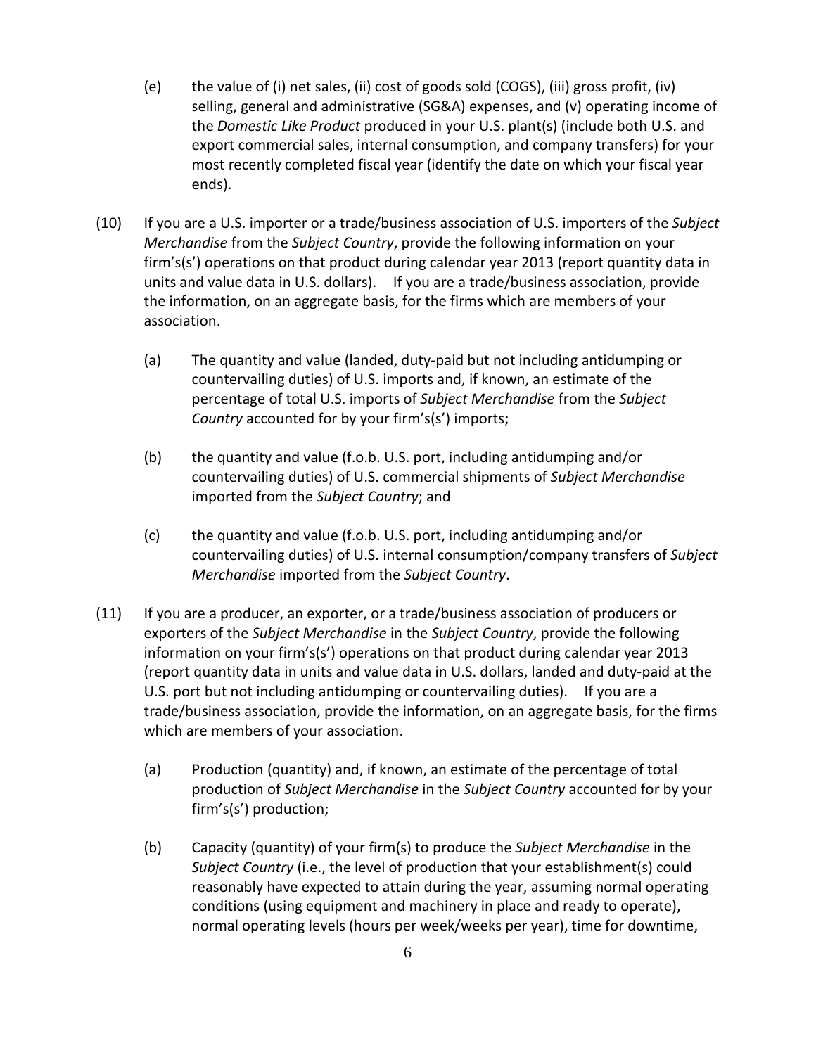(e) the value of (i) net sales, (ii) cost of goods sold (COGS), (iii) gross profit, (iv) selling, general and administrative (SG&A) expenses, and (v) operating income of the *Domestic Like Product* produced in your U.S. plant(s) (include both U.S. and export commercial sales, internal consumption, and company transfers) for your most recently completed fiscal year (identify the date on which your fiscal year ends).

(10) If you are a U.S. importer or a trade/business association of U.S. importers of the *Subject Merchandise* from the *Subject Country*, provide the following information on your firm's(s') operations on that product during calendar year 2013 (report quantity data in units and value data in U.S. dollars). If you are a trade/business association, provide the information, on an aggregate basis, for the firms which are members of your association.

(a) The quantity and value (landed, duty-paid but not including antidumping or countervailing duties) of U.S. imports and, if known, an estimate of the percentage of total U.S. imports of *Subject Merchandise* from the *Subject Country* accounted for by your firm's(s') imports;

(b) the quantity and value (f.o.b. U.S. port, including antidumping and/or countervailing duties) of U.S. commercial shipments of *Subject Merchandise* imported from the *Subject Country*; and

(c) the quantity and value (f.o.b. U.S. port, including antidumping and/or countervailing duties) of U.S. internal consumption/company transfers of *Subject Merchandise* imported from the *Subject Country*.

(11) If you are a producer, an exporter, or a trade/business association of producers or exporters of the *Subject Merchandise* in the *Subject Country*, provide the following information on your firm's(s') operations on that product during calendar year 2013 (report quantity data in units and value data in U.S. dollars, landed and duty-paid at the U.S. port but not including antidumping or countervailing duties). If you are a trade/business association, provide the information, on an aggregate basis, for the firms which are members of your association.

(a) Production (quantity) and, if known, an estimate of the percentage of total production of *Subject Merchandise* in the *Subject Country* accounted for by your firm's(s') production;

(b) Capacity (quantity) of your firm(s) to produce the *Subject Merchandise* in the *Subject Country* (i.e., the level of production that your establishment(s) could reasonably have expected to attain during the year, assuming normal operating conditions (using equipment and machinery in place and ready to operate), normal operating levels (hours per week/weeks per year), time for downtime,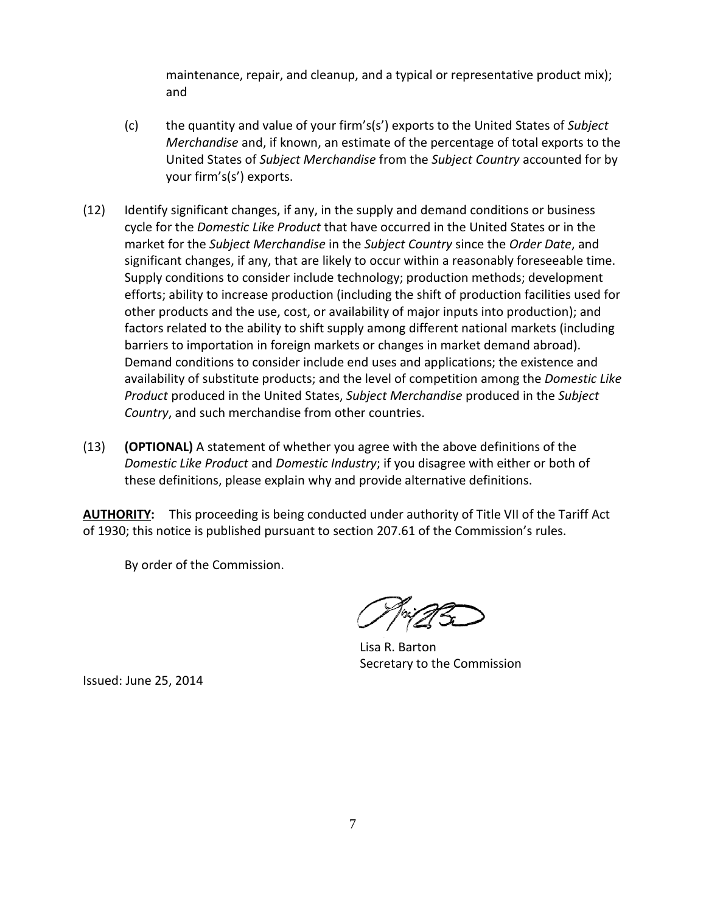maintenance, repair, and cleanup, and a typical or representative product mix); and

(c) the quantity and value of your firm's(s') exports to the United States of *Subject Merchandise* and, if known, an estimate of the percentage of total exports to the United States of *Subject Merchandise* from the *Subject Country* accounted for by your firm's(s') exports.

(12) Identify significant changes, if any, in the supply and demand conditions or business cycle for the *Domestic Like Product* that have occurred in the United States or in the market for the *Subject Merchandise* in the *Subject Country* since the *Order Date*, and significant changes, if any, that are likely to occur within a reasonably foreseeable time. Supply conditions to consider include technology; production methods; development efforts; ability to increase production (including the shift of production facilities used for other products and the use, cost, or availability of major inputs into production); and factors related to the ability to shift supply among different national markets (including barriers to importation in foreign markets or changes in market demand abroad). Demand conditions to consider include end uses and applications; the existence and availability of substitute products; and the level of competition among the *Domestic Like Product* produced in the United States, *Subject Merchandise* produced in the *Subject Country*, and such merchandise from other countries.

(13) **(OPTIONAL)** A statement of whether you agree with the above definitions of the *Domestic Like Product* and *Domestic Industry*; if you disagree with either or both of these definitions, please explain why and provide alternative definitions.

**AUTHORITY:** This proceeding is being conducted under authority of Title VII of the Tariff Act of 1930; this notice is published pursuant to section 207.61 of the Commission's rules.

By order of the Commission.

Lisa R. Barton
Secretary to the Commission

Issued: June 25, 2014